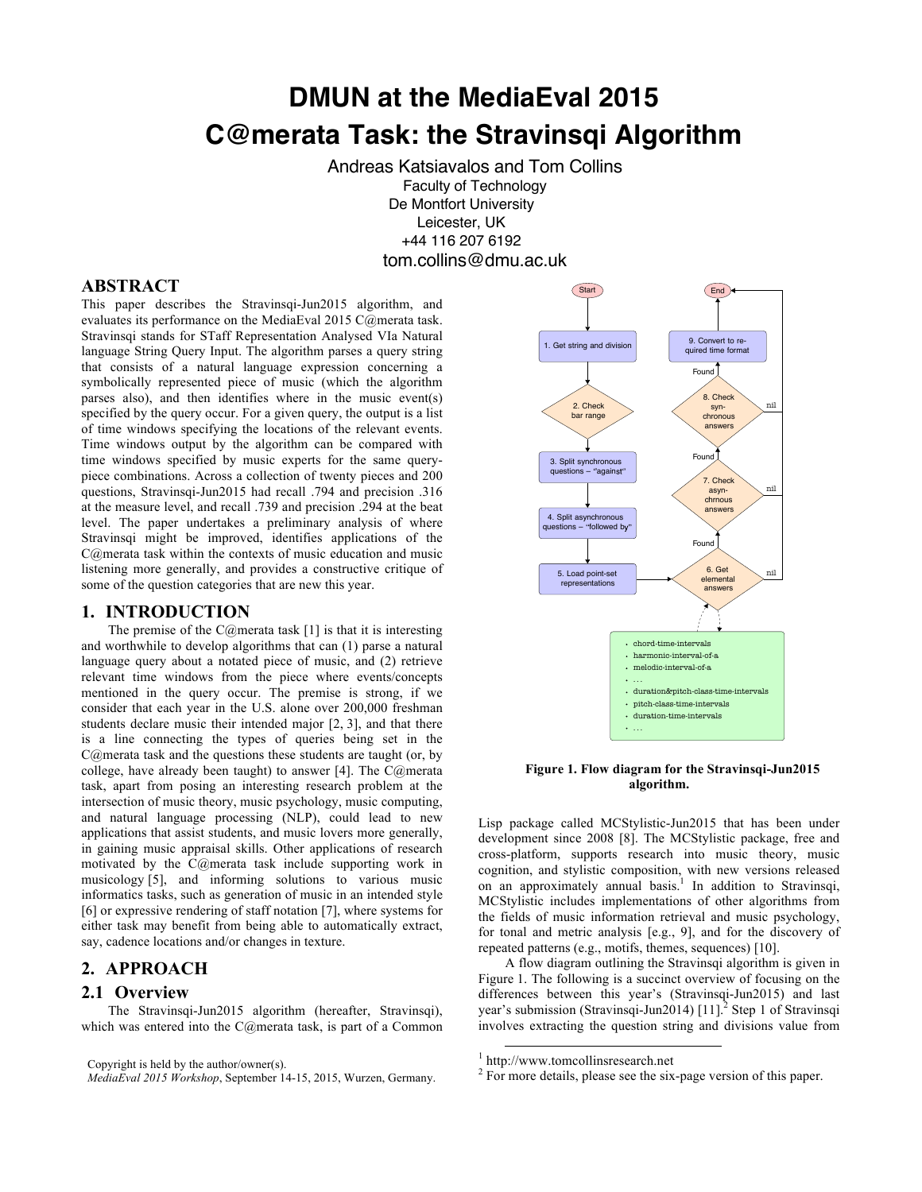# DMUN at the MediaEval 2015 C@merata Task: the Stravinsqi Algorithm

Andreas Katsiavalos and Tom Collins
Faculty of Technology
De Montfort University
Leicester, UK
+44 116 207 6192
tom.collins@dmu.ac.uk

## ABSTRACT

This paper describes the Stravinsqi-Jun2015 algorithm, and evaluates its performance on the MediaEval 2015 C@merata task. Stravinsqi stands for STaff Representation Analysed VIa Natural language String Query Input. The algorithm parses a query string that consists of a natural language expression concerning a symbolically represented piece of music (which the algorithm parses also), and then identifies where in the music event(s) specified by the query occur. For a given query, the output is a list of time windows specifying the locations of the relevant events. Time windows output by the algorithm can be compared with time windows specified by music experts for the same query-piece combinations. Across a collection of twenty pieces and 200 questions, Stravinsqi-Jun2015 had recall .794 and precision .316 at the measure level, and recall .739 and precision .294 at the beat level. The paper undertakes a preliminary analysis of where Stravinsqi might be improved, identifies applications of the C@merata task within the contexts of music education and music listening more generally, and provides a constructive critique of some of the question categories that are new this year.

## 1. INTRODUCTION

The premise of the C@merata task [1] is that it is interesting and worthwhile to develop algorithms that can (1) parse a natural language query about a notated piece of music, and (2) retrieve relevant time windows from the piece where events/concepts mentioned in the query occur. The premise is strong, if we consider that each year in the U.S. alone over 200,000 freshman students declare music their intended major [2, 3], and that there is a line connecting the types of queries being set in the C@merata task and the questions these students are taught (or, by college, have already been taught) to answer [4]. The C@merata task, apart from posing an interesting research problem at the intersection of music theory, music psychology, music computing, and natural language processing (NLP), could lead to new applications that assist students, and music lovers more generally, in gaining music appraisal skills. Other applications of research motivated by the C@merata task include supporting work in musicology [5], and informing solutions to various music informatics tasks, such as generation of music in an intended style [6] or expressive rendering of staff notation [7], where systems for either task may benefit from being able to automatically extract, say, cadence locations and/or changes in texture.

## 2. APPROACH

### 2.1 Overview

The Stravinsqi-Jun2015 algorithm (hereafter, Stravinsqi), which was entered into the C@merata task, is part of a Common Lisp package called MCStylistic-Jun2015 that has been under development since 2008 [8]. The MCStylistic package, free and cross-platform, supports research into music theory, music cognition, and stylistic composition, with new versions released on an approximately annual basis.[1] In addition to Stravinsqi, MCStylistic includes implementations of other algorithms from the fields of music information retrieval and music psychology, for tonal and metric analysis [e.g., 9], and for the discovery of repeated patterns (e.g., motifs, themes, sequences) [10].

Start → 1. Get string and division → 2. Check bar range → 3. Split synchronous questions – "against" → 4. Split asynchronous questions – "followed by" → 5. Load point-set representations → 6. Get elemental answers (nil → End; Found →) 7. Check asynchronous answers (nil → End; Found →) 8. Check synchronous answers (nil → End; Found →) 9. Convert to required time format → End

Elemental answer functions (used by step 6):
- chord-time-intervals
- harmonic-interval-of-a
- melodic-interval-of-a
- …
- duration&pitch-class-time-intervals
- pitch-class-time-intervals
- duration-time-intervals
- …

**Figure 1. Flow diagram for the Stravinsqi-Jun2015 algorithm.**

A flow diagram outlining the Stravinsqi algorithm is given in Figure 1. The following is a succinct overview of focusing on the differences between this year's (Stravinsqi-Jun2015) and last year's submission (Stravinsqi-Jun2014) [11].[2] Step 1 of Stravinsqi involves extracting the question string and divisions value from

---

Copyright is held by the author/owner(s).
*MediaEval 2015 Workshop*, September 14-15, 2015, Wurzen, Germany.

[1] http://www.tomcollinsresearch.net

[2] For more details, please see the six-page version of this paper.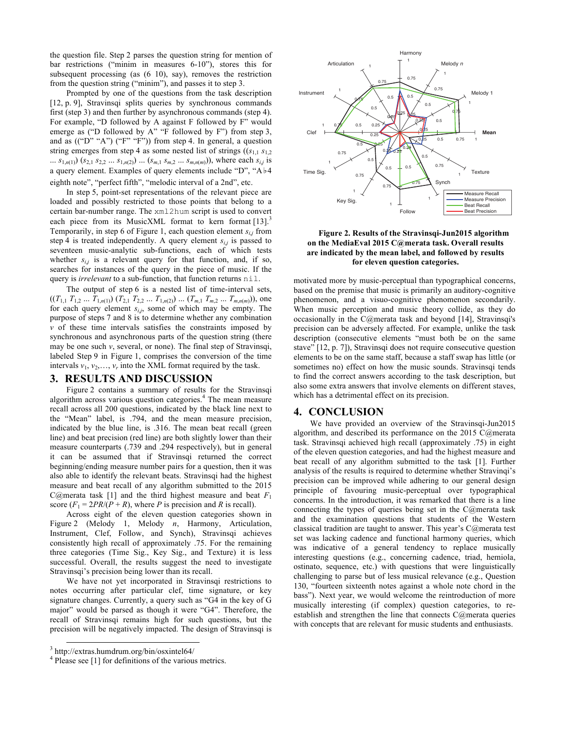the question file. Step 2 parses the question string for mention of bar restrictions ("minim in measures 6-10"), stores this for subsequent processing (as (6 10), say), removes the restriction from the question string ("minim"), and passes it to step 3.

Prompted by one of the questions from the task description [12, p. 9], Stravinsqi splits queries by synchronous commands first (step 3) and then further by asynchronous commands (step 4). For example, "D followed by A against F followed by F" would emerge as ("D followed by A" "F followed by F") from step 3, and as (("D" "A") ("F" "F")) from step 4. In general, a question string emerges from step 4 as some nested list of strings (($s_{1,1}$ $s_{1,2}$ ... $s_{1,n(1)}$) ($s_{2,1}$ $s_{2,2}$ ... $s_{1,n(2)}$) ... ($s_{m,1}$ $s_{m,2}$ ... $s_{m,n(m)}$)), where each $s_{i,j}$ is a query element. Examples of query elements include "D", "A♭4 eighth note", "perfect fifth", "melodic interval of a 2nd", etc.

In step 5, point-set representations of the relevant piece are loaded and possibly restricted to those points that belong to a certain bar-number range. The `xml2hum` script is used to convert each piece from its MusicXML format to kern format [13].[3] Temporarily, in step 6 of Figure 1, each question element $s_{i,j}$ from step 4 is treated independently. A query element $s_{i,j}$ is passed to seventeen music-analytic sub-functions, each of which tests whether $s_{i,j}$ is a relevant query for that function, and, if so, searches for instances of the query in the piece of music. If the query is *irrelevant* to a sub-function, that function returns `nil`.

The output of step 6 is a nested list of time-interval sets, (($T_{1,1}$ $T_{1,2}$ ... $T_{1,n(1)}$) ($T_{2,1}$ $T_{2,2}$ ... $T_{1,n(2)}$) ... ($T_{m,1}$ $T_{m,2}$ ... $T_{m,n(m)}$)), one for each query element $s_{i,j}$, some of which may be empty. The purpose of steps 7 and 8 is to determine whether any combination $v$ of these time intervals satisfies the constraints imposed by synchronous and asynchronous parts of the question string (there may be one such $v$, several, or none). The final step of Stravinsqi, labeled Step 9 in Figure 1, comprises the conversion of the time intervals $v_1, v_2, \ldots, v_r$ into the XML format required by the task.

## 3. RESULTS AND DISCUSSION

Figure 2 contains a summary of results for the Stravinsqi algorithm across various question categories.[4] The mean measure recall across all 200 questions, indicated by the black line next to the "Mean" label, is .794, and the mean measure precision, indicated by the blue line, is .316. The mean beat recall (green line) and beat precision (red line) are both slightly lower than their measure counterparts (.739 and .294 respectively), but in general it can be assumed that if Stravinsqi returned the correct beginning/ending measure number pairs for a question, then it was also able to identify the relevant beats. Stravinsqi had the highest measure and beat recall of any algorithm submitted to the 2015 C@merata task [1] and the third highest measure and beat $F_1$ score ($F_1 = 2PR/(P + R)$, where $P$ is precision and $R$ is recall).

Across eight of the eleven question categories shown in Figure 2 (Melody 1, Melody *n*, Harmony, Articulation, Instrument, Clef, Follow, and Synch), Stravinsqi achieves consistently high recall of approximately .75. For the remaining three categories (Time Sig., Key Sig., and Texture) it is less successful. Overall, the results suggest the need to investigate Stravinsqi's precision being lower than its recall.

We have not yet incorporated in Stravinsqi restrictions to notes occurring after particular clef, time signature, or key signature changes. Currently, a query such as "G4 in the key of G major" would be parsed as though it were "G4". Therefore, the recall of Stravinsqi remains high for such questions, but the precision will be negatively impacted. The design of Stravinsqi is motivated more by music-perceptual than typographical concerns, based on the premise that music is primarily an auditory-cognitive phenomenon, and a visuo-cognitive phenomenon secondarily. When music perception and music theory collide, as they do occasionally in the C@merata task and beyond [14], Stravinsqi's precision can be adversely affected. For example, unlike the task description (consecutive elements "must both be on the same stave" [12, p. 7]), Stravinsqi does not require consecutive question elements to be on the same staff, because a staff swap has little (or sometimes no) effect on how the music sounds. Stravinsqi tends to find the correct answers according to the task description, but also some extra answers that involve elements on different staves, which has a detrimental effect on its precision.

**Figure 2. Results of the Stravinsqi-Jun2015 algorithm on the MediaEval 2015 C@merata task. Overall results are indicated by the mean label, and followed by results for eleven question categories.**

## 4. CONCLUSION

We have provided an overview of the Stravinsqi-Jun2015 algorithm, and described its performance on the 2015 C@merata task. Stravinsqi achieved high recall (approximately .75) in eight of the eleven question categories, and had the highest measure and beat recall of any algorithm submitted to the task [1]. Further analysis of the results is required to determine whether Stravinqi's precision can be improved while adhering to our general design principle of favouring music-perceptual over typographical concerns. In the introduction, it was remarked that there is a line connecting the types of queries being set in the C@merata task and the examination questions that students of the Western classical tradition are taught to answer. This year's C@merata test set was lacking cadence and functional harmony queries, which was indicative of a general tendency to replace musically interesting questions (e.g., concerning cadence, triad, hemiola, ostinato, sequence, etc.) with questions that were linguistically challenging to parse but of less musical relevance (e.g., Question 130, "fourteen sixteenth notes against a whole note chord in the bass"). Next year, we would welcome the reintroduction of more musically interesting (if complex) question categories, to re-establish and strengthen the line that connects C@merata queries with concepts that are relevant for music students and enthusiasts.

[3] http://extras.humdrum.org/bin/osxintel64/

[4] Please see [1] for definitions of the various metrics.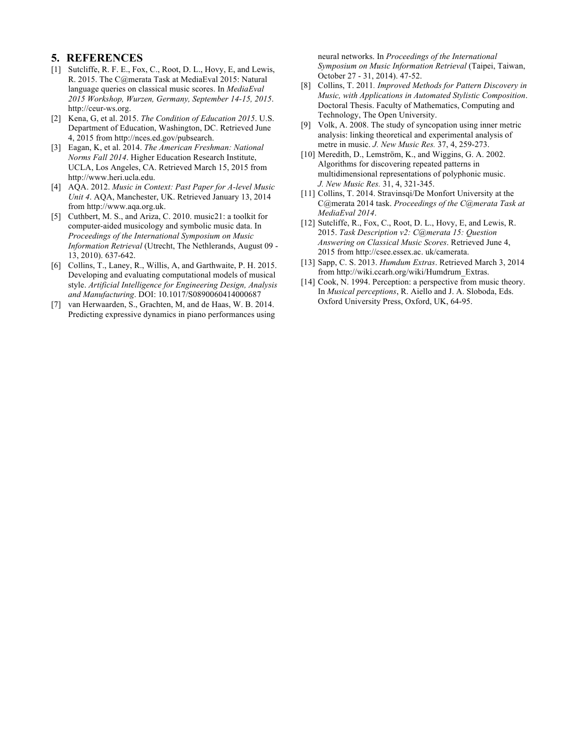## 5. REFERENCES

[1] Sutcliffe, R. F. E., Fox, C., Root, D. L., Hovy, E, and Lewis, R. 2015. The C@merata Task at MediaEval 2015: Natural language queries on classical music scores. In *MediaEval 2015 Workshop, Wurzen, Germany, September 14-15, 2015*. http://ceur-ws.org.

[2] Kena, G, et al. 2015. *The Condition of Education 2015*. U.S. Department of Education, Washington, DC. Retrieved June 4, 2015 from http://nces.ed.gov/pubsearch.

[3] Eagan, K, et al. 2014. *The American Freshman: National Norms Fall 2014*. Higher Education Research Institute, UCLA, Los Angeles, CA. Retrieved March 15, 2015 from http://www.heri.ucla.edu.

[4] AQA. 2012. *Music in Context: Past Paper for A-level Music Unit 4*. AQA, Manchester, UK. Retrieved January 13, 2014 from http://www.aqa.org.uk.

[5] Cuthbert, M. S., and Ariza, C. 2010. music21: a toolkit for computer-aided musicology and symbolic music data. In *Proceedings of the International Symposium on Music Information Retrieval* (Utrecht, The Nethlerands, August 09 - 13, 2010). 637-642.

[6] Collins, T., Laney, R., Willis, A, and Garthwaite, P. H. 2015. Developing and evaluating computational models of musical style. *Artificial Intelligence for Engineering Design, Analysis and Manufacturing*. DOI: 10.1017/S0890060414000687

[7] van Herwaarden, S., Grachten, M, and de Haas, W. B. 2014. Predicting expressive dynamics in piano performances using neural networks. In *Proceedings of the International Symposium on Music Information Retrieval* (Taipei, Taiwan, October 27 - 31, 2014). 47-52.

[8] Collins, T. 2011*. Improved Methods for Pattern Discovery in Music, with Applications in Automated Stylistic Composition*. Doctoral Thesis. Faculty of Mathematics, Computing and Technology, The Open University.

[9] Volk, A. 2008. The study of syncopation using inner metric analysis: linking theoretical and experimental analysis of metre in music. *J. New Music Res.* 37, 4, 259-273.

[10] Meredith, D., Lemström, K., and Wiggins, G. A. 2002. Algorithms for discovering repeated patterns in multidimensional representations of polyphonic music. *J. New Music Res.* 31, 4, 321-345.

[11] Collins, T. 2014. Stravinsqi/De Monfort University at the C@merata 2014 task. *Proceedings of the C@merata Task at MediaEval 2014*.

[12] Sutcliffe, R., Fox, C., Root, D. L., Hovy, E, and Lewis, R. 2015. *Task Description v2: C@merata 15: Question Answering on Classical Music Scores*. Retrieved June 4, 2015 from http://csee.essex.ac. uk/camerata.

[13] Sapp, C. S. 2013. *Humdum Extras*. Retrieved March 3, 2014 from http://wiki.ccarh.org/wiki/Humdrum_Extras.

[14] Cook, N. 1994. Perception: a perspective from music theory. In *Musical perceptions*, R. Aiello and J. A. Sloboda, Eds. Oxford University Press, Oxford, UK, 64-95.